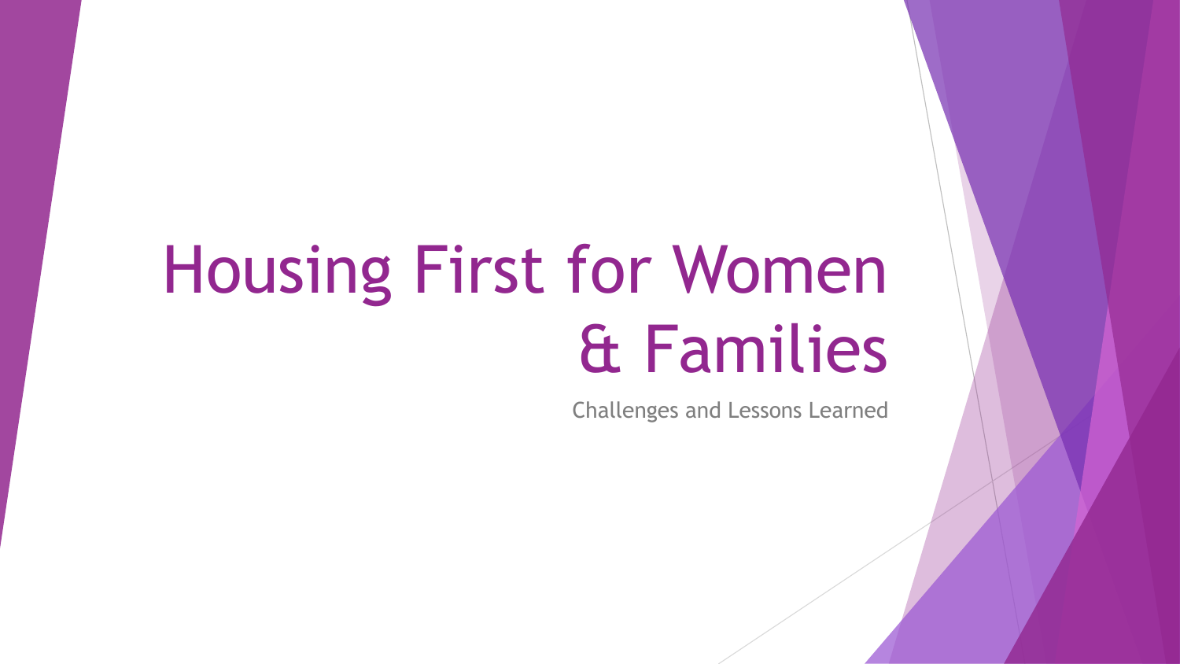# Housing First for Women & Families

Challenges and Lessons Learned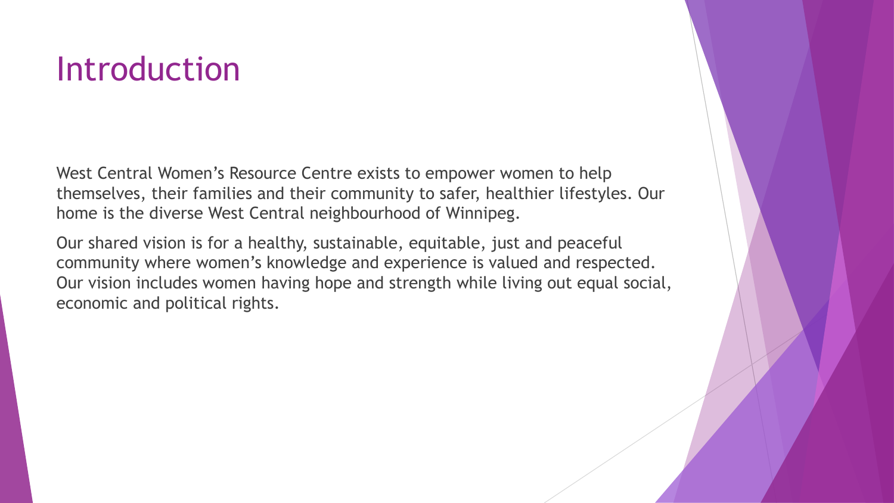# Introduction

West Central Women's Resource Centre exists to empower women to help themselves, their families and their community to safer, healthier lifestyles. Our home is the diverse West Central neighbourhood of Winnipeg.

Our shared vision is for a healthy, sustainable, equitable, just and peaceful community where women's knowledge and experience is valued and respected. Our vision includes women having hope and strength while living out equal social, economic and political rights.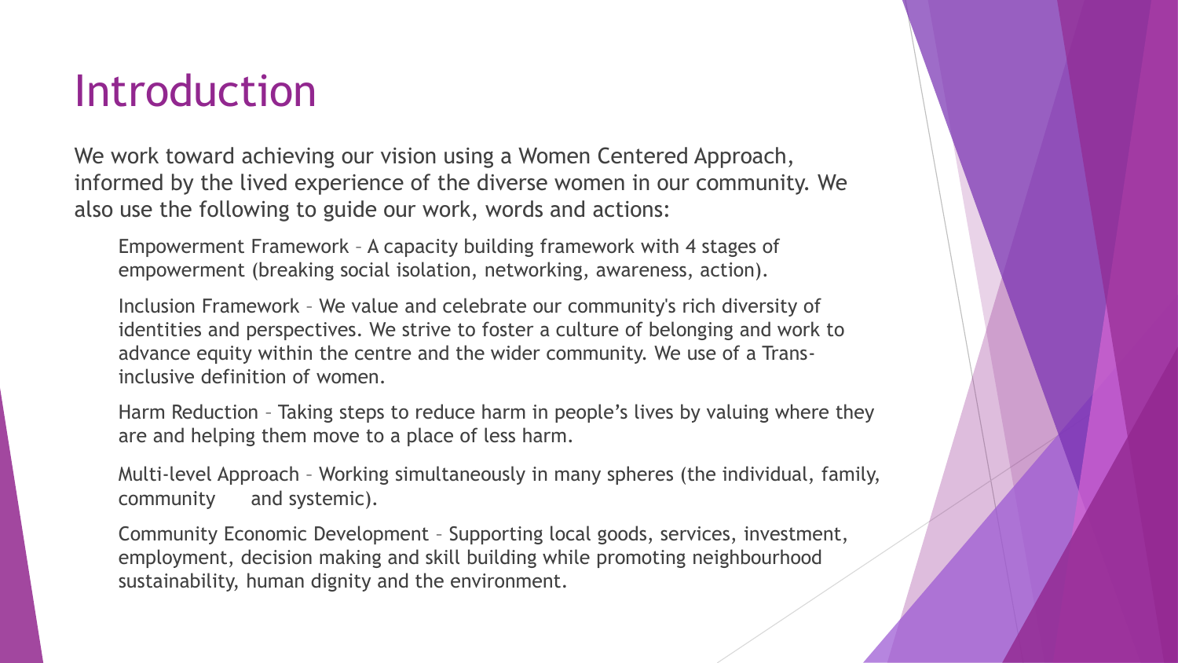# Introduction

We work toward achieving our vision using a Women Centered Approach, informed by the lived experience of the diverse women in our community. We also use the following to guide our work, words and actions:

- Empowerment Framework – A capacity building framework with 4 stages of empowerment (breaking social isolation, networking, awareness, action).
- Inclusion Framework – We value and celebrate our community's rich diversity of identities and perspectives. We strive to foster a culture of belonging and work to advance equity within the centre and the wider community. We use of a Trans-inclusive definition of women.
- Harm Reduction – Taking steps to reduce harm in people's lives by valuing where they are and helping them move to a place of less harm.
- Multi-level Approach – Working simultaneously in many spheres (the individual, family, community and systemic).
- Community Economic Development – Supporting local goods, services, investment, employment, decision making and skill building while promoting neighbourhood sustainability, human dignity and the environment.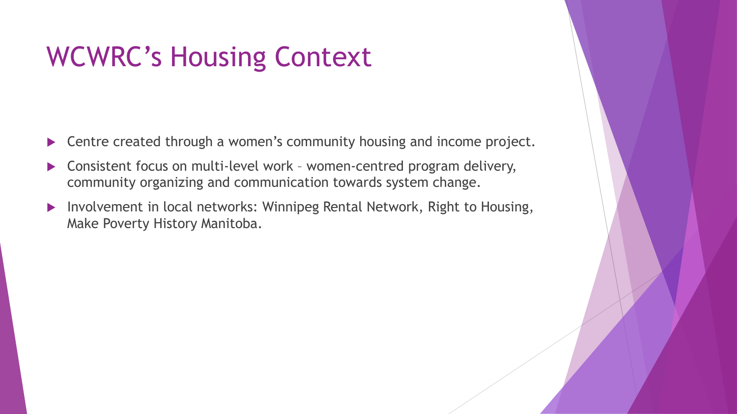# WCWRC's Housing Context

- Centre created through a women's community housing and income project.
- Consistent focus on multi-level work – women-centred program delivery, community organizing and communication towards system change.
- Involvement in local networks: Winnipeg Rental Network, Right to Housing, Make Poverty History Manitoba.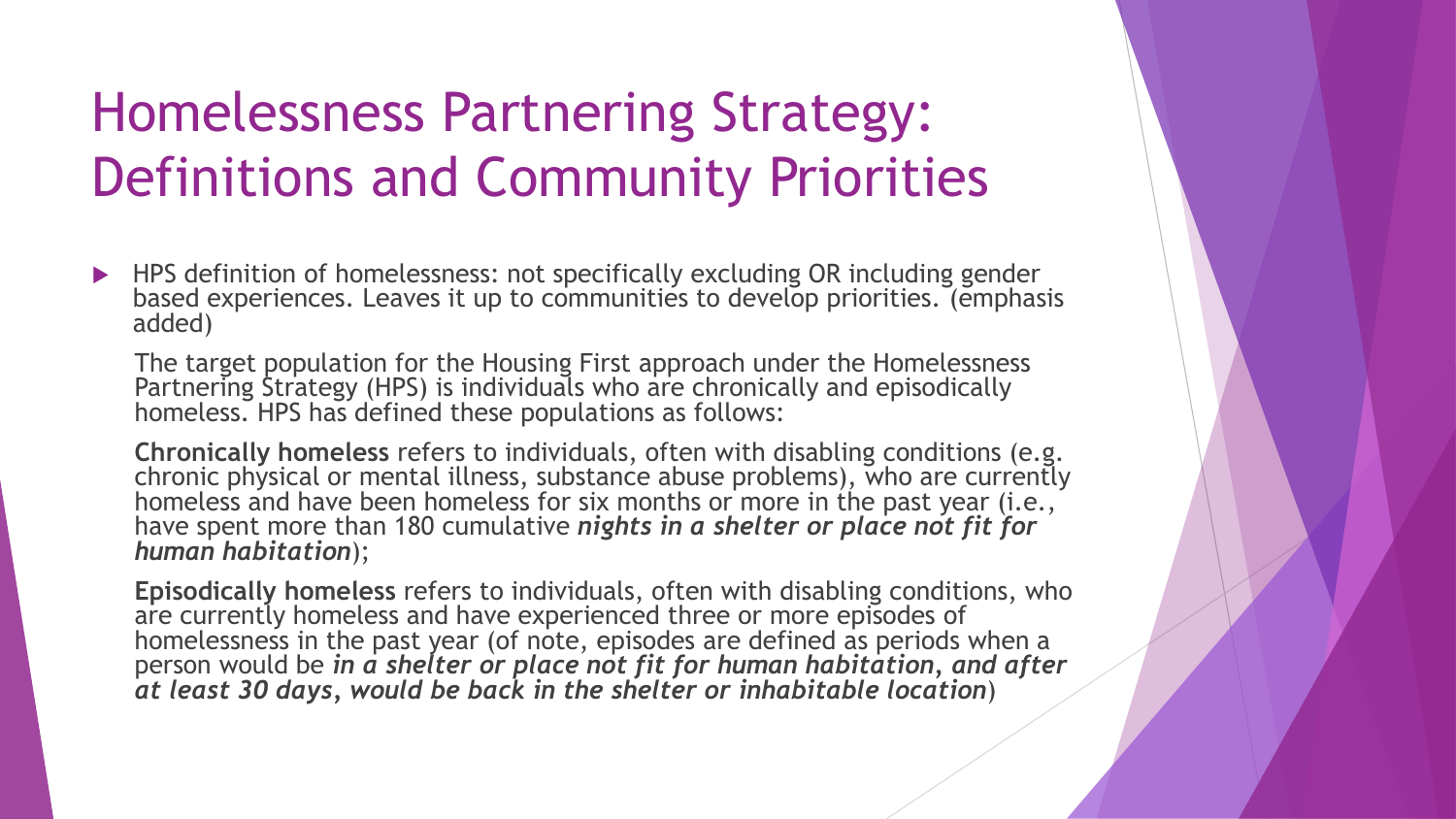# Homelessness Partnering Strategy: Definitions and Community Priorities

- HPS definition of homelessness: not specifically excluding OR including gender based experiences. Leaves it up to communities to develop priorities. (emphasis added)

  The target population for the Housing First approach under the Homelessness Partnering Strategy (HPS) is individuals who are chronically and episodically homeless. HPS has defined these populations as follows:

  **Chronically homeless** refers to individuals, often with disabling conditions (e.g. chronic physical or mental illness, substance abuse problems), who are currently homeless and have been homeless for six months or more in the past year (i.e., have spent more than 180 cumulative ***nights in a shelter or place not fit for human habitation***);

  **Episodically homeless** refers to individuals, often with disabling conditions, who are currently homeless and have experienced three or more episodes of homelessness in the past year (of note, episodes are defined as periods when a person would be ***in a shelter or place not fit for human habitation, and after at least 30 days, would be back in the shelter or inhabitable location***)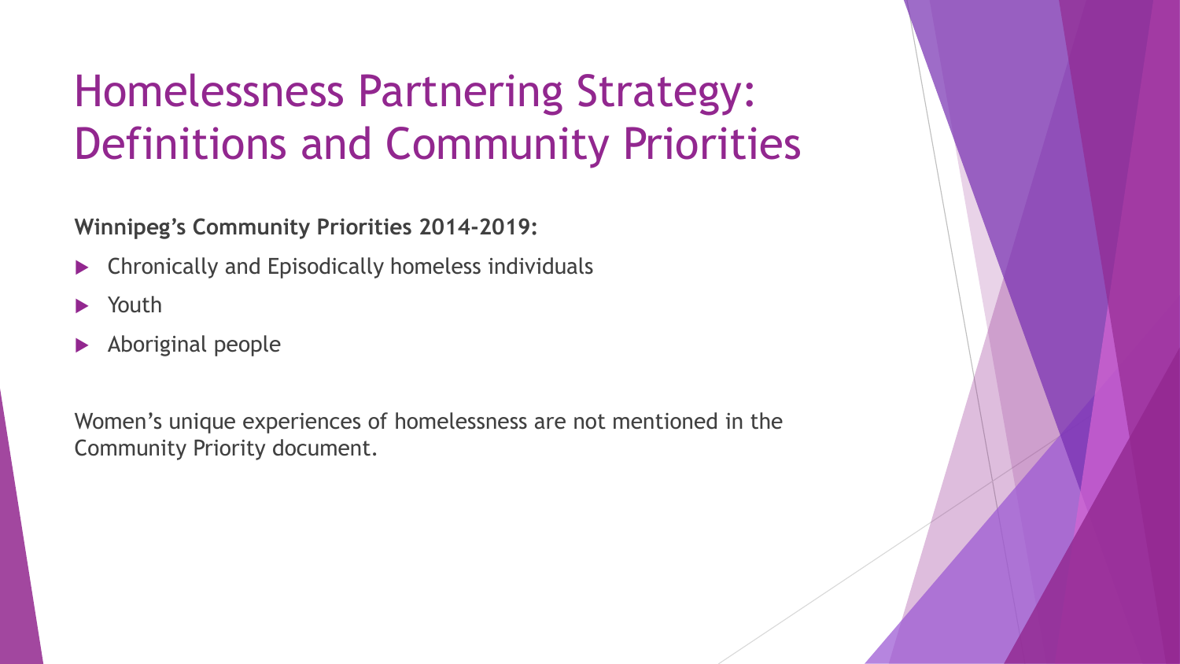# Homelessness Partnering Strategy: Definitions and Community Priorities

**Winnipeg's Community Priorities 2014-2019:**

- Chronically and Episodically homeless individuals
- Youth
- Aboriginal people

Women's unique experiences of homelessness are not mentioned in the Community Priority document.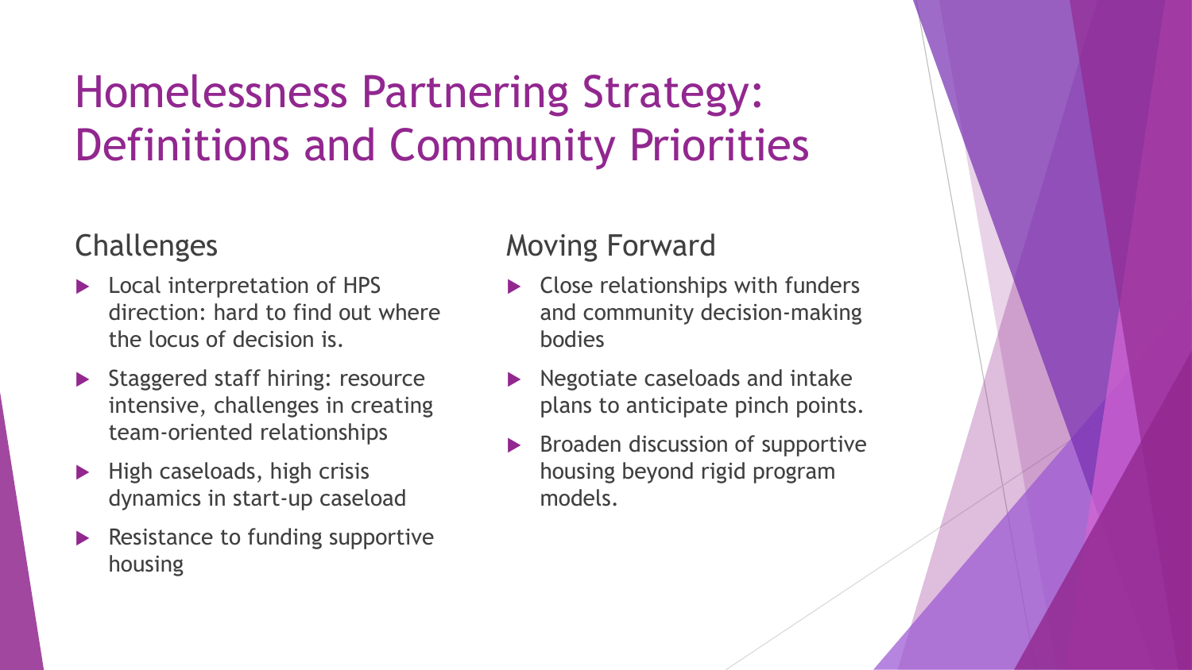# Homelessness Partnering Strategy: Definitions and Community Priorities

## Challenges

- Local interpretation of HPS direction: hard to find out where the locus of decision is.
- Staggered staff hiring: resource intensive, challenges in creating team-oriented relationships
- High caseloads, high crisis dynamics in start-up caseload
- Resistance to funding supportive housing

## Moving Forward

- Close relationships with funders and community decision-making bodies
- Negotiate caseloads and intake plans to anticipate pinch points.
- Broaden discussion of supportive housing beyond rigid program models.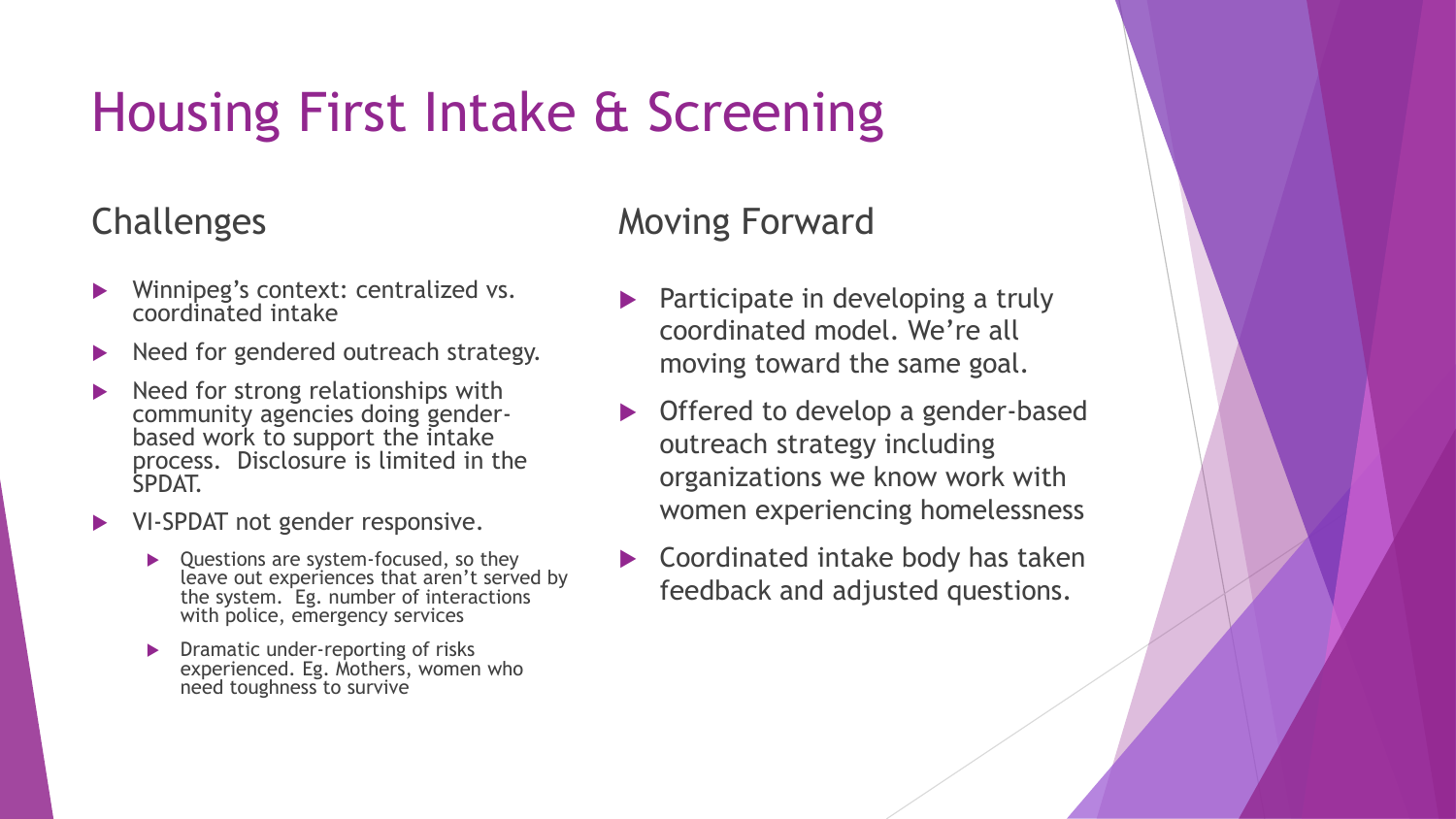# Housing First Intake & Screening

## Challenges

- Winnipeg's context: centralized vs. coordinated intake
- Need for gendered outreach strategy.
- Need for strong relationships with community agencies doing gender-based work to support the intake process. Disclosure is limited in the SPDAT.
- VI-SPDAT not gender responsive.
  - Questions are system-focused, so they leave out experiences that aren't served by the system. Eg. number of interactions with police, emergency services
  - Dramatic under-reporting of risks experienced. Eg. Mothers, women who need toughness to survive

## Moving Forward

- Participate in developing a truly coordinated model. We're all moving toward the same goal.
- Offered to develop a gender-based outreach strategy including organizations we know work with women experiencing homelessness
- Coordinated intake body has taken feedback and adjusted questions.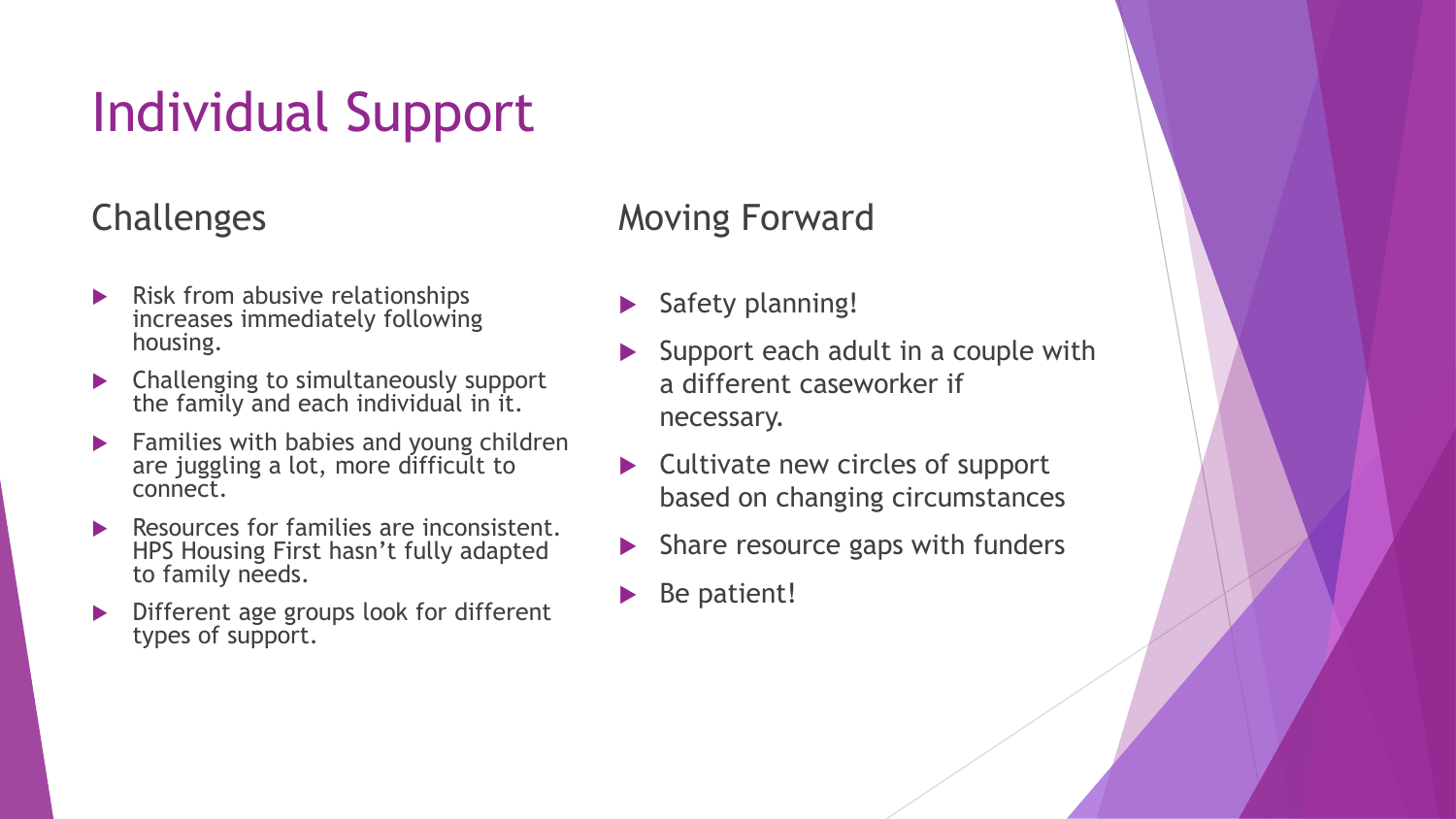# Individual Support

## Challenges

- Risk from abusive relationships increases immediately following housing.
- Challenging to simultaneously support the family and each individual in it.
- Families with babies and young children are juggling a lot, more difficult to connect.
- Resources for families are inconsistent. HPS Housing First hasn't fully adapted to family needs.
- Different age groups look for different types of support.

## Moving Forward

- Safety planning!
- Support each adult in a couple with a different caseworker if necessary.
- Cultivate new circles of support based on changing circumstances
- Share resource gaps with funders
- Be patient!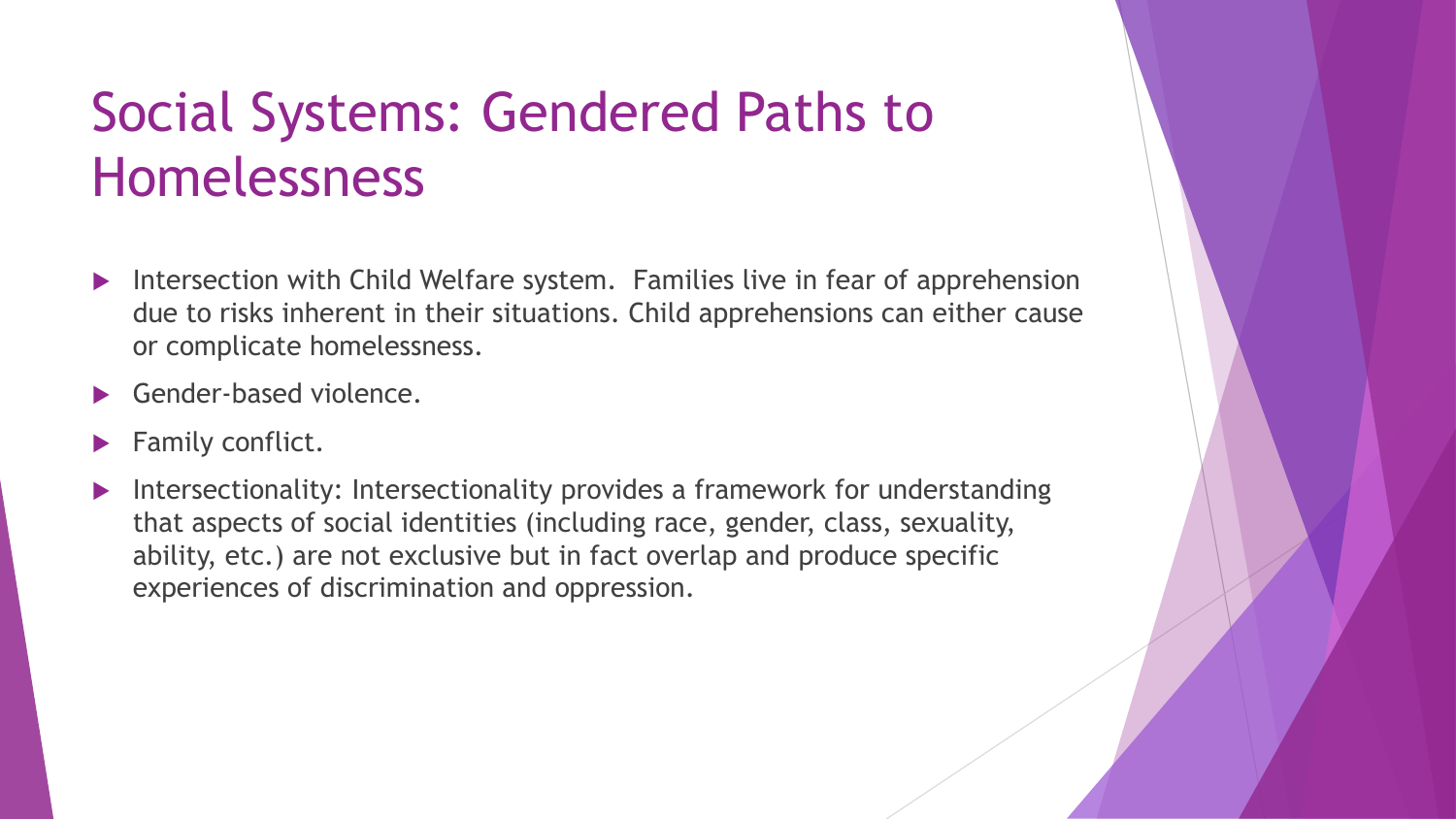# Social Systems: Gendered Paths to Homelessness

- Intersection with Child Welfare system.  Families live in fear of apprehension due to risks inherent in their situations. Child apprehensions can either cause or complicate homelessness.
- Gender-based violence.
- Family conflict.
- Intersectionality: Intersectionality provides a framework for understanding that aspects of social identities (including race, gender, class, sexuality, ability, etc.) are not exclusive but in fact overlap and produce specific experiences of discrimination and oppression.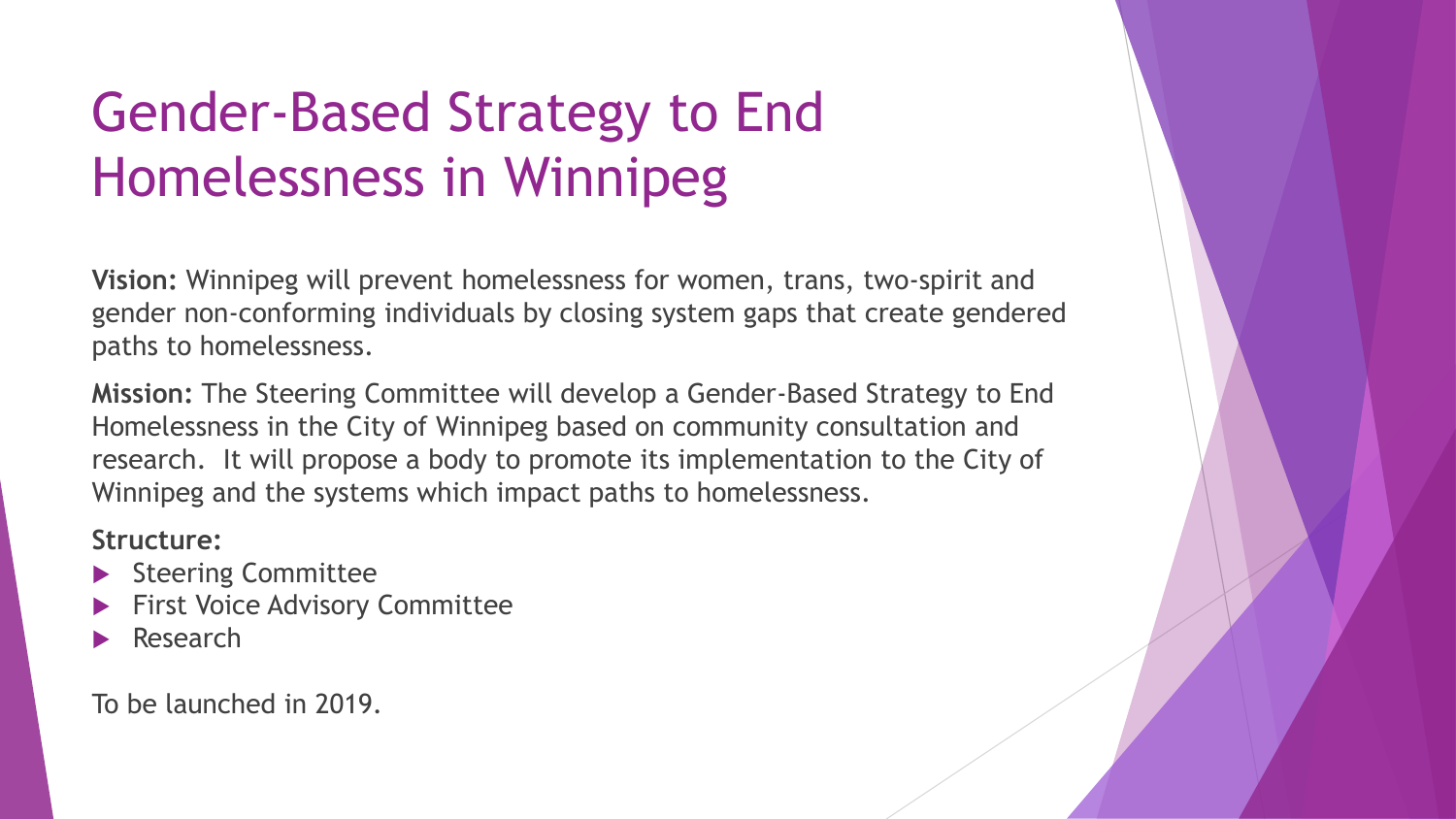# Gender-Based Strategy to End Homelessness in Winnipeg

**Vision:** Winnipeg will prevent homelessness for women, trans, two-spirit and gender non-conforming individuals by closing system gaps that create gendered paths to homelessness.

**Mission:** The Steering Committee will develop a Gender-Based Strategy to End Homelessness in the City of Winnipeg based on community consultation and research. It will propose a body to promote its implementation to the City of Winnipeg and the systems which impact paths to homelessness.

**Structure:**

- Steering Committee
- First Voice Advisory Committee
- Research

To be launched in 2019.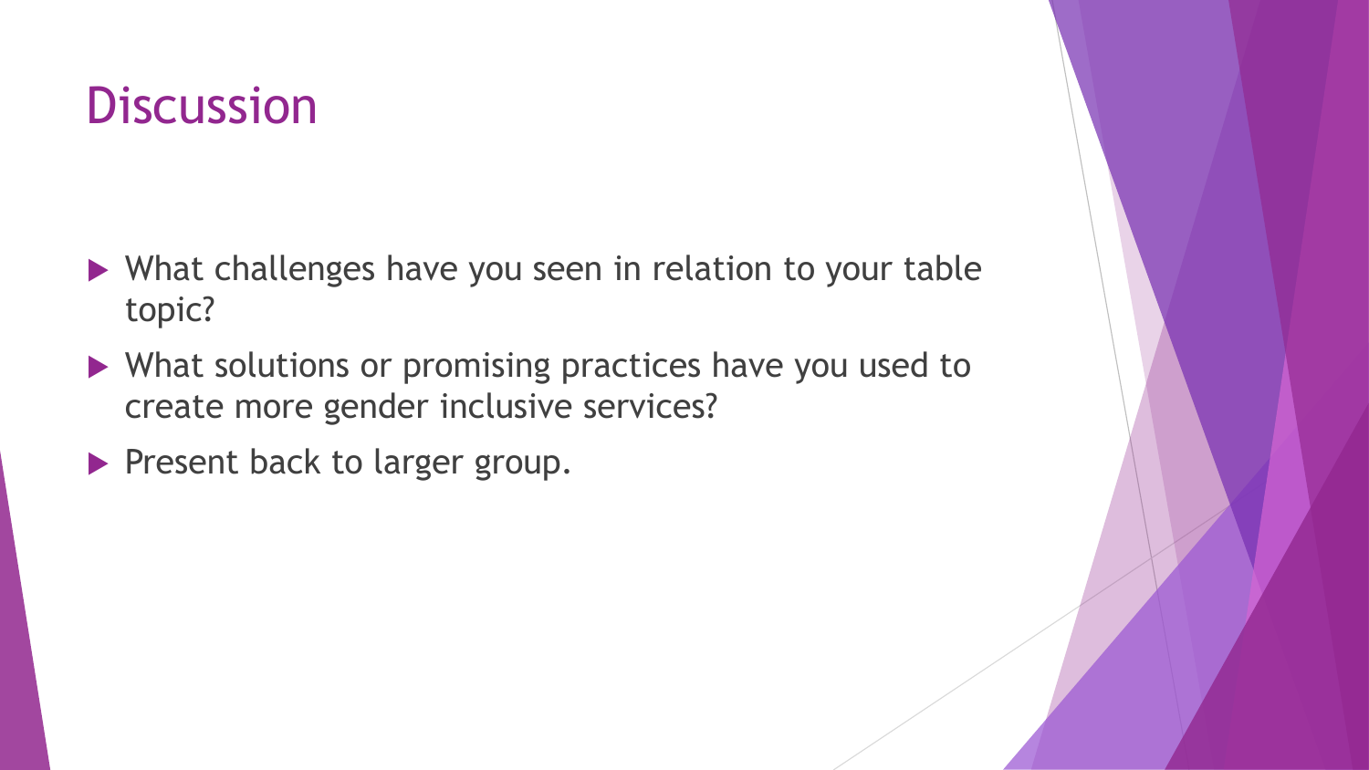# Discussion

- What challenges have you seen in relation to your table topic?
- What solutions or promising practices have you used to create more gender inclusive services?
- Present back to larger group.